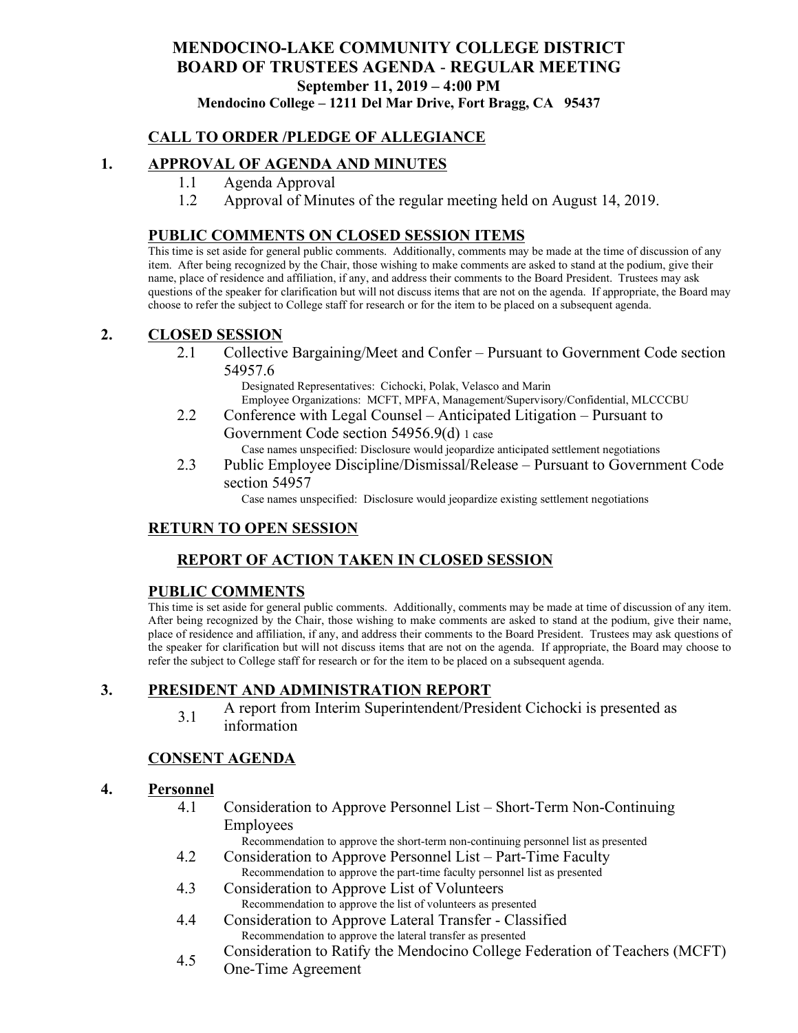# MENDOCINO-LAKE COMMUNITY COLLEGE DISTRICT
# BOARD OF TRUSTEES AGENDA - REGULAR MEETING

**September 11, 2019 – 4:00 PM**

**Mendocino College – 1211 Del Mar Drive, Fort Bragg, CA 95437**

## CALL TO ORDER /PLEDGE OF ALLEGIANCE

## 1. APPROVAL OF AGENDA AND MINUTES

1.1 Agenda Approval

1.2 Approval of Minutes of the regular meeting held on August 14, 2019.

## PUBLIC COMMENTS ON CLOSED SESSION ITEMS

This time is set aside for general public comments. Additionally, comments may be made at the time of discussion of any item. After being recognized by the Chair, those wishing to make comments are asked to stand at the podium, give their name, place of residence and affiliation, if any, and address their comments to the Board President. Trustees may ask questions of the speaker for clarification but will not discuss items that are not on the agenda. If appropriate, the Board may choose to refer the subject to College staff for research or for the item to be placed on a subsequent agenda.

## 2. CLOSED SESSION

2.1 Collective Bargaining/Meet and Confer – Pursuant to Government Code section 54957.6

Designated Representatives: Cichocki, Polak, Velasco and Marin
Employee Organizations: MCFT, MPFA, Management/Supervisory/Confidential, MLCCCBU

2.2 Conference with Legal Counsel – Anticipated Litigation – Pursuant to Government Code section 54956.9(d) 1 case

Case names unspecified: Disclosure would jeopardize anticipated settlement negotiations

2.3 Public Employee Discipline/Dismissal/Release – Pursuant to Government Code section 54957

Case names unspecified: Disclosure would jeopardize existing settlement negotiations

## RETURN TO OPEN SESSION

## REPORT OF ACTION TAKEN IN CLOSED SESSION

## PUBLIC COMMENTS

This time is set aside for general public comments. Additionally, comments may be made at time of discussion of any item. After being recognized by the Chair, those wishing to make comments are asked to stand at the podium, give their name, place of residence and affiliation, if any, and address their comments to the Board President. Trustees may ask questions of the speaker for clarification but will not discuss items that are not on the agenda. If appropriate, the Board may choose to refer the subject to College staff for research or for the item to be placed on a subsequent agenda.

## 3. PRESIDENT AND ADMINISTRATION REPORT

3.1 A report from Interim Superintendent/President Cichocki is presented as information

## CONSENT AGENDA

## 4. Personnel

4.1 Consideration to Approve Personnel List – Short-Term Non-Continuing Employees

Recommendation to approve the short-term non-continuing personnel list as presented

4.2 Consideration to Approve Personnel List – Part-Time Faculty

Recommendation to approve the part-time faculty personnel list as presented

4.3 Consideration to Approve List of Volunteers

Recommendation to approve the list of volunteers as presented

4.4 Consideration to Approve Lateral Transfer - Classified

Recommendation to approve the lateral transfer as presented

4.5 Consideration to Ratify the Mendocino College Federation of Teachers (MCFT) One-Time Agreement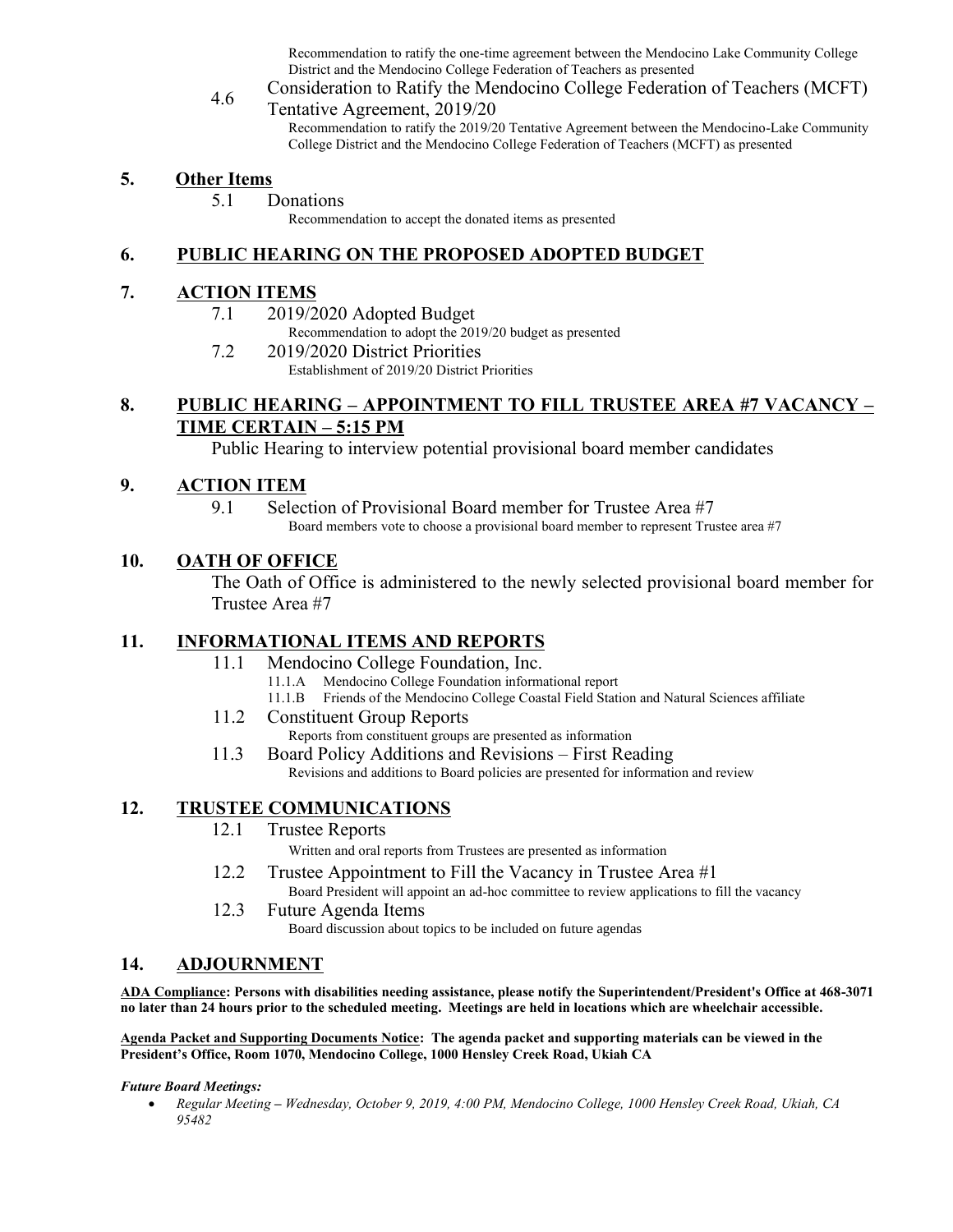Recommendation to ratify the one-time agreement between the Mendocino Lake Community College District and the Mendocino College Federation of Teachers as presented

4.6 Consideration to Ratify the Mendocino College Federation of Teachers (MCFT) Tentative Agreement, 2019/20

Recommendation to ratify the 2019/20 Tentative Agreement between the Mendocino-Lake Community College District and the Mendocino College Federation of Teachers (MCFT) as presented

## 5. Other Items

5.1 Donations

Recommendation to accept the donated items as presented

## 6. PUBLIC HEARING ON THE PROPOSED ADOPTED BUDGET

## 7. ACTION ITEMS

7.1 2019/2020 Adopted Budget

Recommendation to adopt the 2019/20 budget as presented

7.2 2019/2020 District Priorities

Establishment of 2019/20 District Priorities

## 8. PUBLIC HEARING – APPOINTMENT TO FILL TRUSTEE AREA #7 VACANCY – TIME CERTAIN – 5:15 PM

Public Hearing to interview potential provisional board member candidates

## 9. ACTION ITEM

9.1 Selection of Provisional Board member for Trustee Area #7

Board members vote to choose a provisional board member to represent Trustee area #7

## 10. OATH OF OFFICE

The Oath of Office is administered to the newly selected provisional board member for Trustee Area #7

## 11. INFORMATIONAL ITEMS AND REPORTS

11.1 Mendocino College Foundation, Inc.

11.1.A Mendocino College Foundation informational report

11.1.B Friends of the Mendocino College Coastal Field Station and Natural Sciences affiliate

11.2 Constituent Group Reports

Reports from constituent groups are presented as information

11.3 Board Policy Additions and Revisions – First Reading

Revisions and additions to Board policies are presented for information and review

## 12. TRUSTEE COMMUNICATIONS

12.1 Trustee Reports

Written and oral reports from Trustees are presented as information

12.2 Trustee Appointment to Fill the Vacancy in Trustee Area #1

Board President will appoint an ad-hoc committee to review applications to fill the vacancy

12.3 Future Agenda Items

Board discussion about topics to be included on future agendas

## 14. ADJOURNMENT

**ADA Compliance: Persons with disabilities needing assistance, please notify the Superintendent/President's Office at 468-3071 no later than 24 hours prior to the scheduled meeting. Meetings are held in locations which are wheelchair accessible.**

**Agenda Packet and Supporting Documents Notice: The agenda packet and supporting materials can be viewed in the President's Office, Room 1070, Mendocino College, 1000 Hensley Creek Road, Ukiah CA**

***Future Board Meetings:***

- *Regular Meeting – Wednesday, October 9, 2019, 4:00 PM, Mendocino College, 1000 Hensley Creek Road, Ukiah, CA 95482*